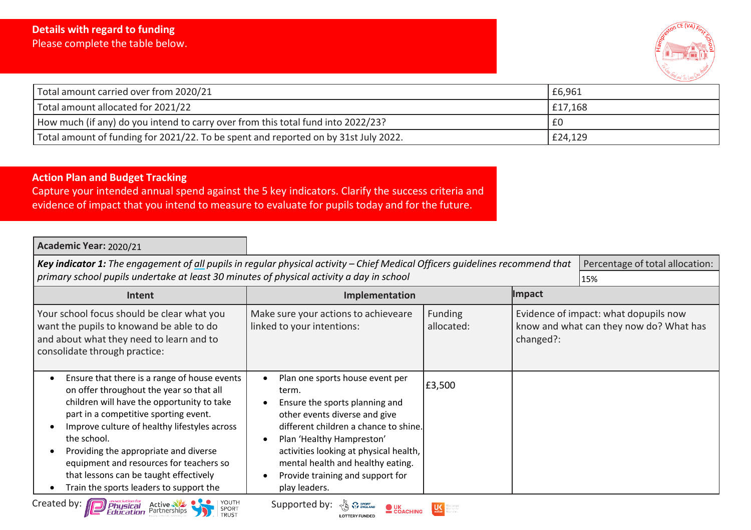## Details with regard to funding

Please complete the table below.

| | |
|---|---|
| Total amount carried over from 2020/21 | £6,961 |
| Total amount allocated for 2021/22 | £17,168 |
| How much (if any) do you intend to carry over from this total fund into 2022/23? | £0 |
| Total amount of funding for 2021/22. To be spent and reported on by 31st July 2022. | £24,129 |

## Action Plan and Budget Tracking

Capture your intended annual spend against the 5 key indicators. Clarify the success criteria and evidence of impact that you intend to measure to evaluate for pupils today and for the future.

| **Academic Year:** 2020/21 | | | |
|---|---|---|---|
| ***Key indicator 1:*** *The engagement of all pupils in regular physical activity – Chief Medical Officers guidelines recommend that primary school pupils undertake at least 30 minutes of physical activity a day in school* | | | Percentage of total allocation: 15% |
| **Intent** | **Implementation** | | **Impact** |
| Your school focus should be clear what you want the pupils to knowand be able to do and about what they need to learn and to consolidate through practice: | Make sure your actions to achieveare linked to your intentions: | Funding allocated: | Evidence of impact: what dopupils now know and what can they now do? What has changed?: |
| • Ensure that there is a range of house events on offer throughout the year so that all children will have the opportunity to take part in a competitive sporting event.<br>• Improve culture of healthy lifestyles across the school.<br>• Providing the appropriate and diverse equipment and resources for teachers so that lessons can be taught effectively<br>• Train the sports leaders to support the | • Plan one sports house event per term.<br>• Ensure the sports planning and other events diverse and give different children a chance to shine.<br>• Plan 'Healthy Hampreston' activities looking at physical health, mental health and healthy eating.<br>• Provide training and support for play leaders. | £3,500 | |

Created by: association for Physical Education, Active Partnerships, Youth Sport Trust

Supported by: Sport England Lottery Funded, UK Coaching, UK Active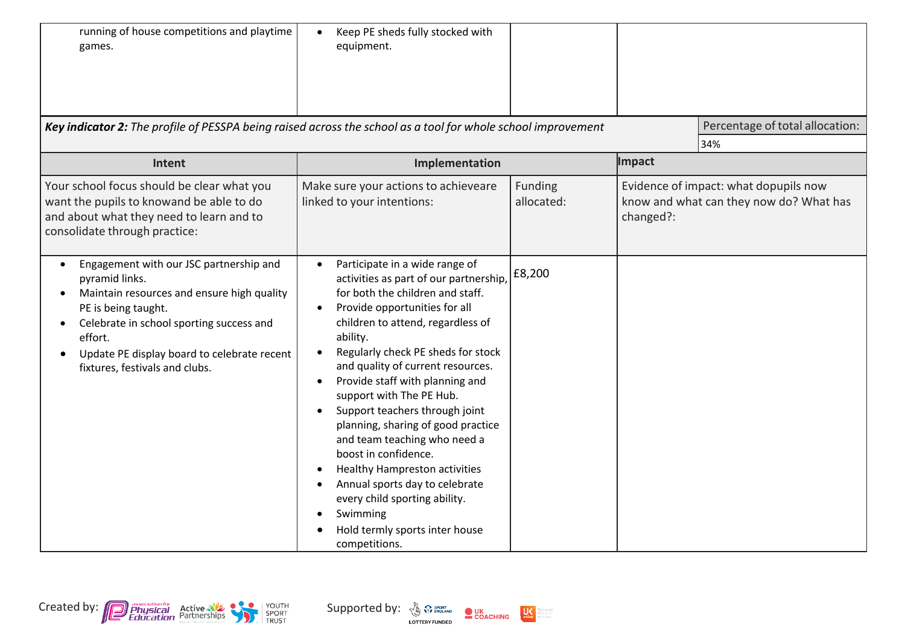| | | | |
|---|---|---|---|
| running of house competitions and playtime games. | • Keep PE sheds fully stocked with equipment. | | |

| ***Key indicator 2:*** *The profile of PESSPA being raised across the school as a tool for whole school improvement* | | | Percentage of total allocation: 34% |
|---|---|---|---|
| **Intent** | **Implementation** | | **Impact** |
| Your school focus should be clear what you want the pupils to knowand be able to do and about what they need to learn and to consolidate through practice: | Make sure your actions to achieveare linked to your intentions: | Funding allocated: | Evidence of impact: what dopupils now know and what can they now do? What has changed?: |
| • Engagement with our JSC partnership and pyramid links.<br>• Maintain resources and ensure high quality PE is being taught.<br>• Celebrate in school sporting success and effort.<br>• Update PE display board to celebrate recent fixtures, festivals and clubs. | • Participate in a wide range of activities as part of our partnership, for both the children and staff.<br>• Provide opportunities for all children to attend, regardless of ability.<br>• Regularly check PE sheds for stock and quality of current resources.<br>• Provide staff with planning and support with The PE Hub.<br>• Support teachers through joint planning, sharing of good practice and team teaching who need a boost in confidence.<br>• Healthy Hampreston activities<br>• Annual sports day to celebrate every child sporting ability.<br>• Swimming<br>• Hold termly sports inter house competitions. | £8,200 | |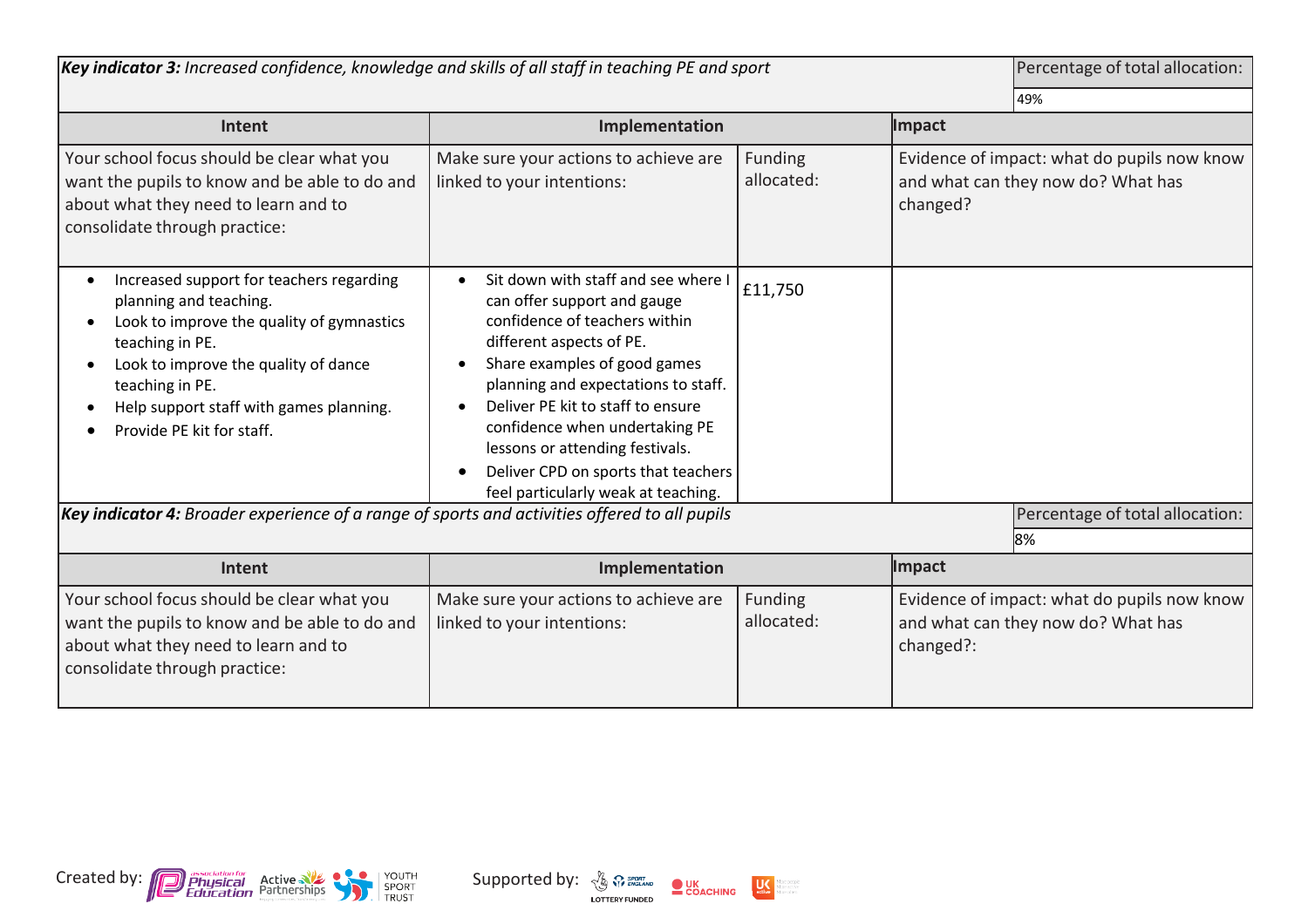| **Key indicator 3:** *Increased confidence, knowledge and skills of all staff in teaching PE and sport* | | | Percentage of total allocation: |
|---|---|---|---|
| | | | 49% |
| **Intent** | **Implementation** | | **Impact** |
| Your school focus should be clear what you want the pupils to know and be able to do and about what they need to learn and to consolidate through practice: | Make sure your actions to achieve are linked to your intentions: | Funding allocated: | Evidence of impact: what do pupils now know and what can they now do? What has changed? |
| • Increased support for teachers regarding planning and teaching.<br>• Look to improve the quality of gymnastics teaching in PE.<br>• Look to improve the quality of dance teaching in PE.<br>• Help support staff with games planning.<br>• Provide PE kit for staff. | • Sit down with staff and see where I can offer support and gauge confidence of teachers within different aspects of PE.<br>• Share examples of good games planning and expectations to staff.<br>• Deliver PE kit to staff to ensure confidence when undertaking PE lessons or attending festivals.<br>• Deliver CPD on sports that teachers feel particularly weak at teaching. | £11,750 | |

| **Key indicator 4:** *Broader experience of a range of sports and activities offered to all pupils* | | | Percentage of total allocation: |
|---|---|---|---|
| | | | 8% |
| **Intent** | **Implementation** | | **Impact** |
| Your school focus should be clear what you want the pupils to know and be able to do and about what they need to learn and to consolidate through practice: | Make sure your actions to achieve are linked to your intentions: | Funding allocated: | Evidence of impact: what do pupils now know and what can they now do? What has changed?: |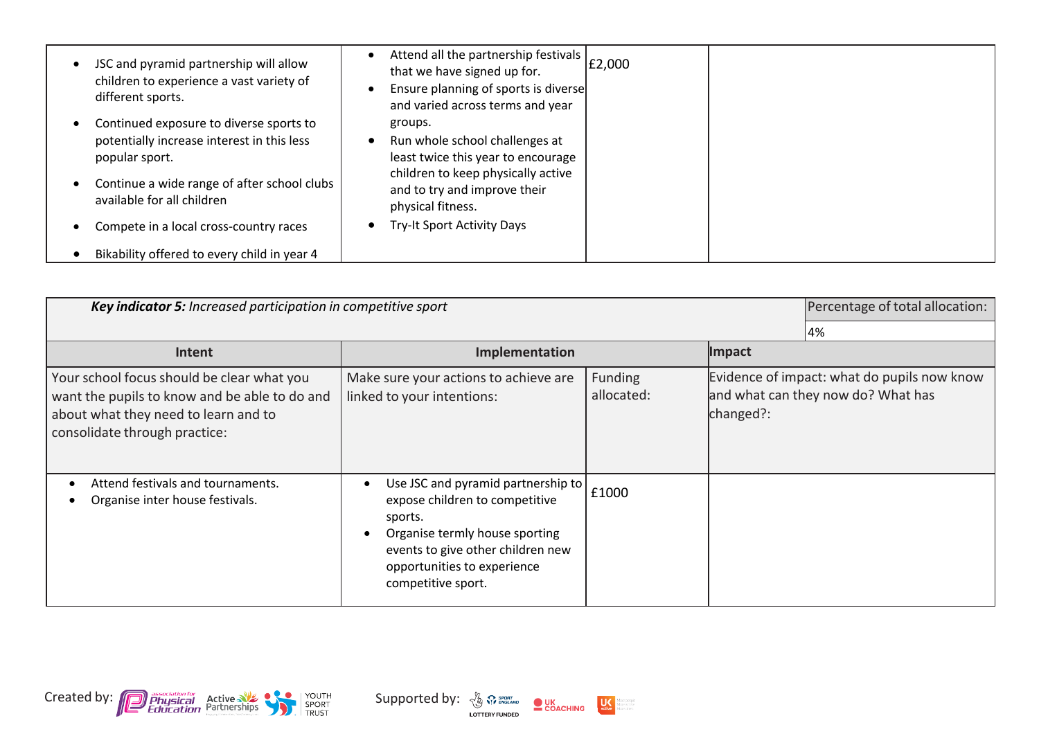| | | | |
|---|---|---|---|
| <ul><li>JSC and pyramid partnership will allow children to experience a vast variety of different sports.</li><li>Continued exposure to diverse sports to potentially increase interest in this less popular sport.</li><li>Continue a wide range of after school clubs available for all children</li><li>Compete in a local cross-country races</li><li>Bikability offered to every child in year 4</li></ul> | <ul><li>Attend all the partnership festivals that we have signed up for.</li><li>Ensure planning of sports is diverse and varied across terms and year groups.</li><li>Run whole school challenges at least twice this year to encourage children to keep physically active and to try and improve their physical fitness.</li><li>Try-It Sport Activity Days</li></ul> | £2,000 | |

| ***Key indicator 5:*** *Increased participation in competitive sport* | | | Percentage of total allocation: |
|---|---|---|---|
| | | | 4% |
| **Intent** | **Implementation** | | **Impact** |
| Your school focus should be clear what you want the pupils to know and be able to do and about what they need to learn and to consolidate through practice: | Make sure your actions to achieve are linked to your intentions: | Funding allocated: | Evidence of impact: what do pupils now know and what can they now do? What has changed?: |
| <ul><li>Attend festivals and tournaments.</li><li>Organise inter house festivals.</li></ul> | <ul><li>Use JSC and pyramid partnership to expose children to competitive sports.</li><li>Organise termly house sporting events to give other children new opportunities to experience competitive sport.</li></ul> | £1000 | |

Created by: Association for Physical Education, Active Partnerships, Youth Sport Trust

Supported by: Sport England (Lottery Funded), UK Coaching, UK Active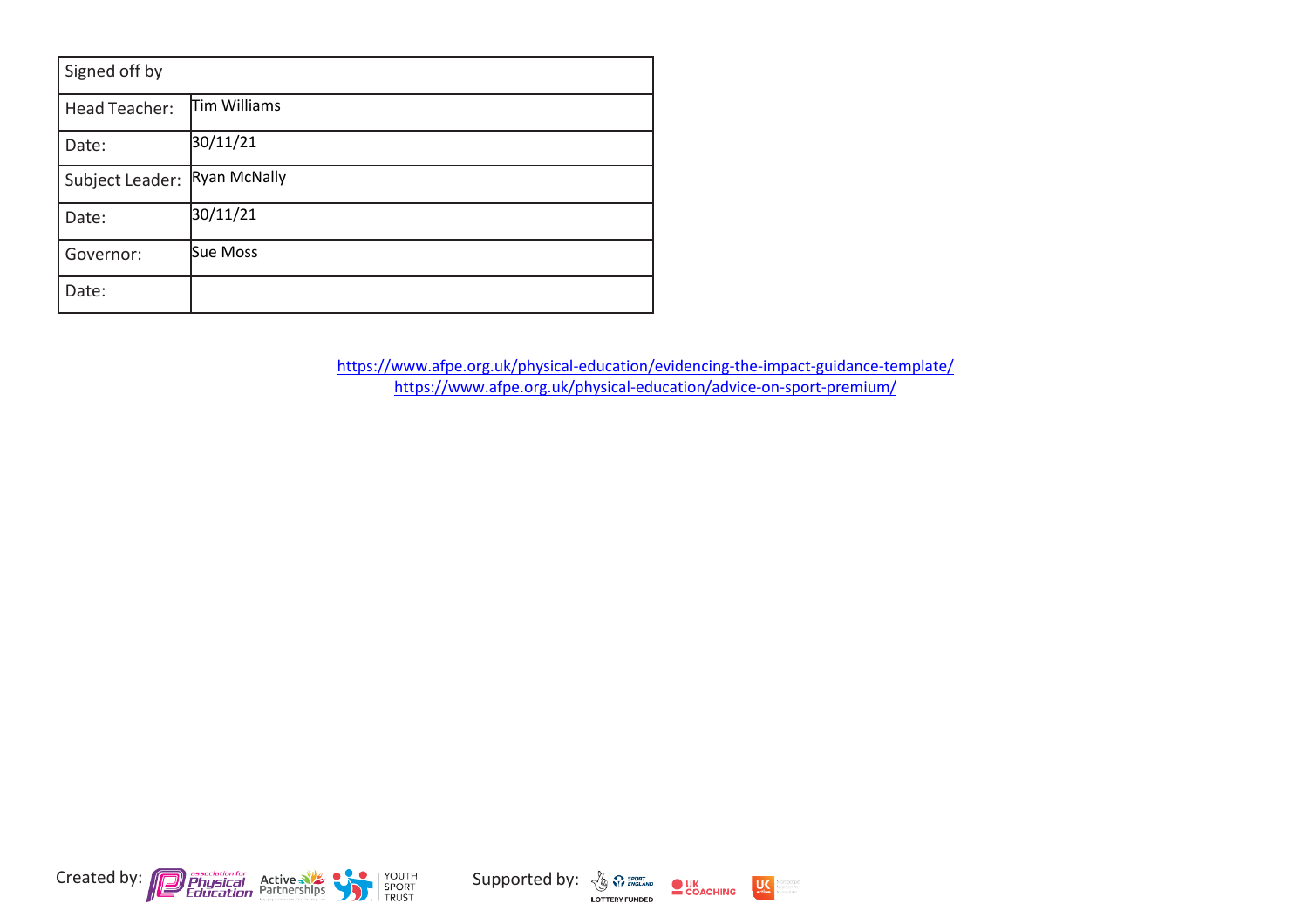| Signed off by | |
| --- | --- |
| Head Teacher: | Tim Williams |
| Date: | 30/11/21 |
| Subject Leader: | Ryan McNally |
| Date: | 30/11/21 |
| Governor: | Sue Moss |
| Date: | |

https://www.afpe.org.uk/physical-education/evidencing-the-impact-guidance-template/
https://www.afpe.org.uk/physical-education/advice-on-sport-premium/

Created by: association for Physical Education, Active Partnerships, Youth Sport Trust

Supported by: Sport England Lottery Funded, UK Coaching, UK Active